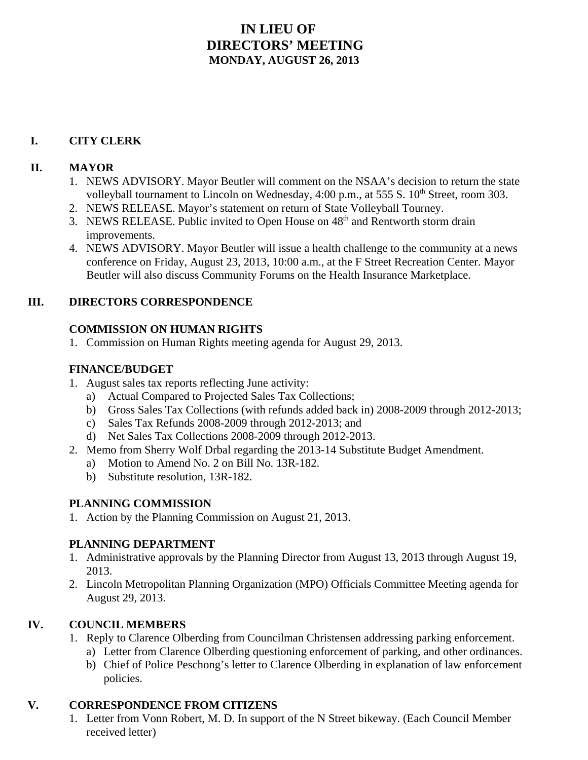# IN LIEU OF
# DIRECTORS' MEETING
### MONDAY, AUGUST 26, 2013

## I. CITY CLERK

## II. MAYOR

1. NEWS ADVISORY. Mayor Beutler will comment on the NSAA's decision to return the state volleyball tournament to Lincoln on Wednesday, 4:00 p.m., at 555 S. 10th Street, room 303.
2. NEWS RELEASE. Mayor's statement on return of State Volleyball Tourney.
3. NEWS RELEASE. Public invited to Open House on 48th and Rentworth storm drain improvements.
4. NEWS ADVISORY. Mayor Beutler will issue a health challenge to the community at a news conference on Friday, August 23, 2013, 10:00 a.m., at the F Street Recreation Center. Mayor Beutler will also discuss Community Forums on the Health Insurance Marketplace.

## III. DIRECTORS CORRESPONDENCE

### COMMISSION ON HUMAN RIGHTS

1. Commission on Human Rights meeting agenda for August 29, 2013.

### FINANCE/BUDGET

1. August sales tax reports reflecting June activity:
   a) Actual Compared to Projected Sales Tax Collections;
   b) Gross Sales Tax Collections (with refunds added back in) 2008-2009 through 2012-2013;
   c) Sales Tax Refunds 2008-2009 through 2012-2013; and
   d) Net Sales Tax Collections 2008-2009 through 2012-2013.
2. Memo from Sherry Wolf Drbal regarding the 2013-14 Substitute Budget Amendment.
   a) Motion to Amend No. 2 on Bill No. 13R-182.
   b) Substitute resolution, 13R-182.

### PLANNING COMMISSION

1. Action by the Planning Commission on August 21, 2013.

### PLANNING DEPARTMENT

1. Administrative approvals by the Planning Director from August 13, 2013 through August 19, 2013.
2. Lincoln Metropolitan Planning Organization (MPO) Officials Committee Meeting agenda for August 29, 2013.

## IV. COUNCIL MEMBERS

1. Reply to Clarence Olberding from Councilman Christensen addressing parking enforcement.
   a) Letter from Clarence Olberding questioning enforcement of parking, and other ordinances.
   b) Chief of Police Peschong's letter to Clarence Olberding in explanation of law enforcement policies.

## V. CORRESPONDENCE FROM CITIZENS

1. Letter from Vonn Robert, M. D. In support of the N Street bikeway. (Each Council Member received letter)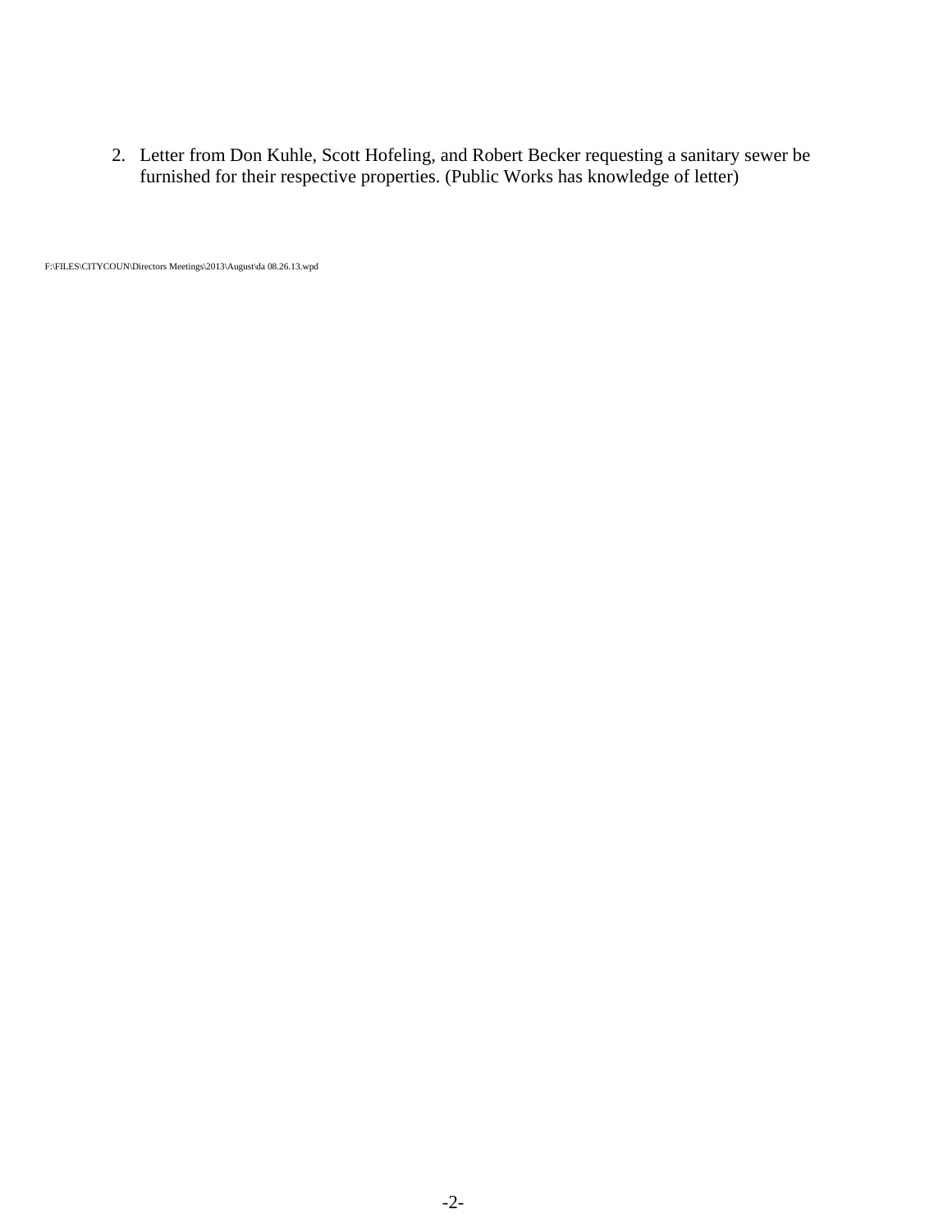2. Letter from Don Kuhle, Scott Hofeling, and Robert Becker requesting a sanitary sewer be furnished for their respective properties. (Public Works has knowledge of letter)

F:\FILES\CITYCOUN\Directors Meetings\2013\August\da 08.26.13.wpd